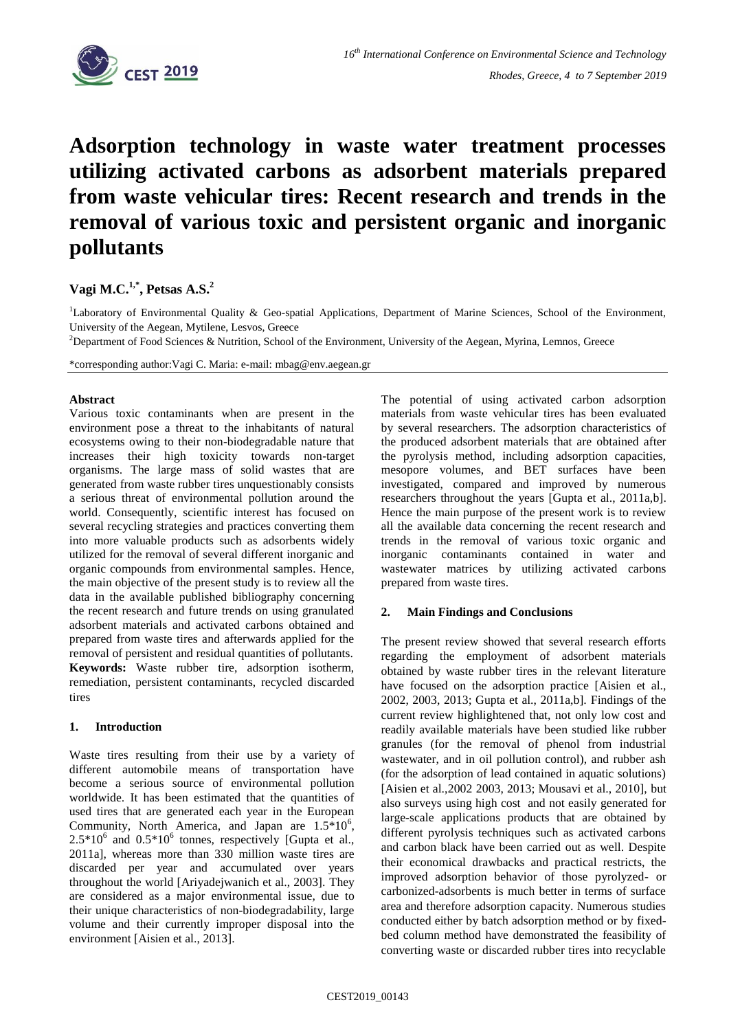# Adsorption technology in waste water treatment processes utilizing activated carbons as adsorbent materials prepared from waste vehicular tires: Recent research and trends in the removal of various toxic and persistent organic and inorganic pollutants

**Vagi M.C.[1,*], Petsas A.S.[2]**

[1]Laboratory of Environmental Quality & Geo-spatial Applications, Department of Marine Sciences, School of the Environment, University of the Aegean, Mytilene, Lesvos, Greece

[2]Department of Food Sciences & Nutrition, School of the Environment, University of the Aegean, Myrina, Lemnos, Greece

*corresponding author:Vagi C. Maria: e-mail: mbag@env.aegean.gr

### Abstract

Various toxic contaminants when are present in the environment pose a threat to the inhabitants of natural ecosystems owing to their non-biodegradable nature that increases their high toxicity towards non-target organisms. The large mass of solid wastes that are generated from waste rubber tires unquestionably consists a serious threat of environmental pollution around the world. Consequently, scientific interest has focused on several recycling strategies and practices converting them into more valuable products such as adsorbents widely utilized for the removal of several different inorganic and organic compounds from environmental samples. Hence, the main objective of the present study is to review all the data in the available published bibliography concerning the recent research and future trends on using granulated adsorbent materials and activated carbons obtained and prepared from waste tires and afterwards applied for the removal of persistent and residual quantities of pollutants.

**Keywords:** Waste rubber tire, adsorption isotherm, remediation, persistent contaminants, recycled discarded tires

## 1. Introduction

Waste tires resulting from their use by a variety of different automobile means of transportation have become a serious source of environmental pollution worldwide. It has been estimated that the quantities of used tires that are generated each year in the European Community, North America, and Japan are $1.5*10^6$, $2.5*10^6$ and $0.5*10^6$ tonnes, respectively [Gupta et al., 2011a], whereas more than 330 million waste tires are discarded per year and accumulated over years throughout the world [Ariyadejwanich et al., 2003]. They are considered as a major environmental issue, due to their unique characteristics of non-biodegradability, large volume and their currently improper disposal into the environment [Aisien et al., 2013].

The potential of using activated carbon adsorption materials from waste vehicular tires has been evaluated by several researchers. The adsorption characteristics of the produced adsorbent materials that are obtained after the pyrolysis method, including adsorption capacities, mesopore volumes, and BET surfaces have been investigated, compared and improved by numerous researchers throughout the years [Gupta et al., 2011a,b]. Hence the main purpose of the present work is to review all the available data concerning the recent research and trends in the removal of various toxic organic and inorganic contaminants contained in water and wastewater matrices by utilizing activated carbons prepared from waste tires.

## 2. Main Findings and Conclusions

The present review showed that several research efforts regarding the employment of adsorbent materials obtained by waste rubber tires in the relevant literature have focused on the adsorption practice [Aisien et al., 2002, 2003, 2013; Gupta et al., 2011a,b]. Findings of the current review highlightened that, not only low cost and readily available materials have been studied like rubber granules (for the removal of phenol from industrial wastewater, and in oil pollution control), and rubber ash (for the adsorption of lead contained in aquatic solutions) [Aisien et al.,2002 2003, 2013; Mousavi et al., 2010], but also surveys using high cost and not easily generated for large-scale applications products that are obtained by different pyrolysis techniques such as activated carbons and carbon black have been carried out as well. Despite their economical drawbacks and practical restricts, the improved adsorption behavior of those pyrolyzed- or carbonized-adsorbents is much better in terms of surface area and therefore adsorption capacity. Numerous studies conducted either by batch adsorption method or by fixed-bed column method have demonstrated the feasibility of converting waste or discarded rubber tires into recyclable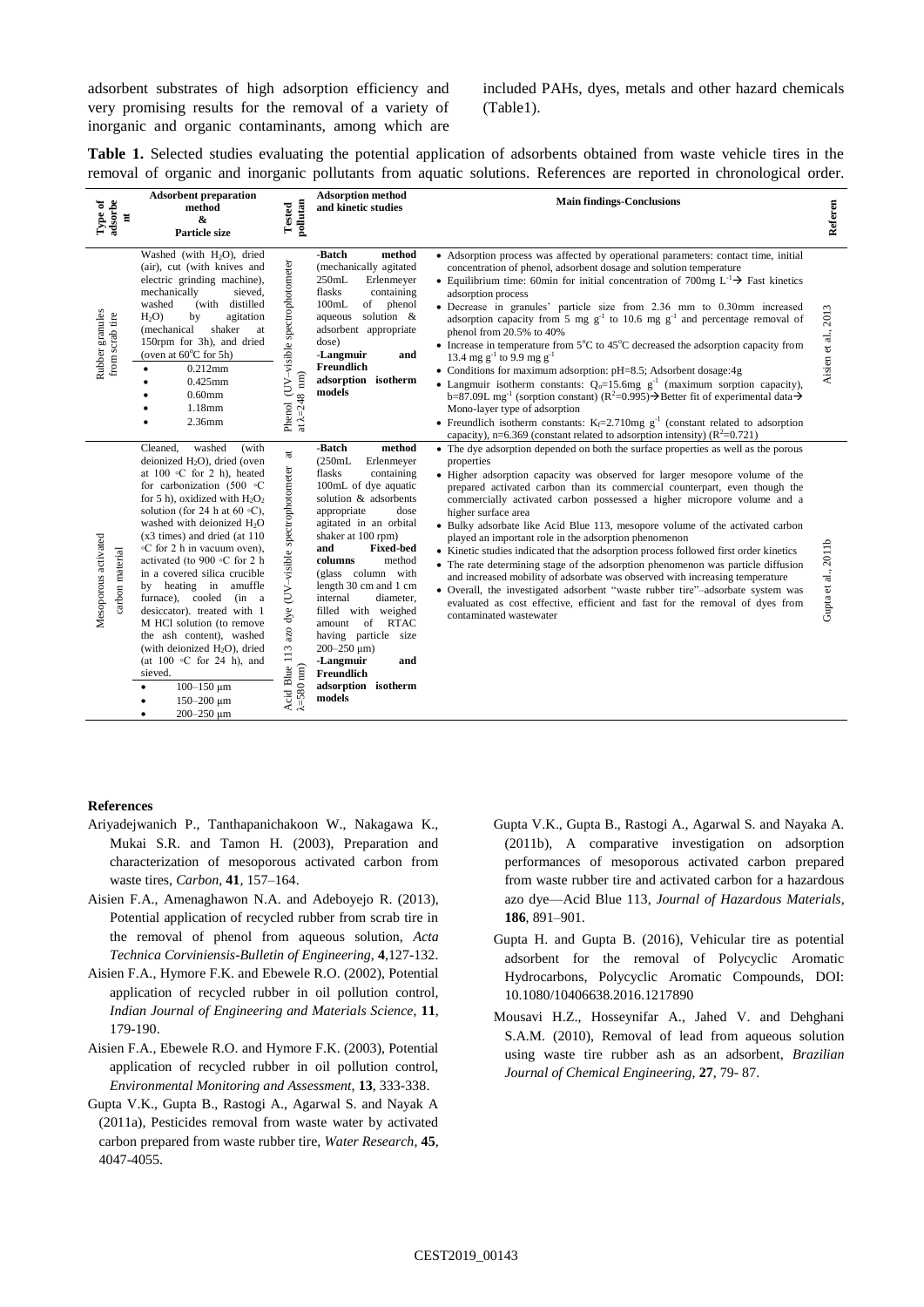adsorbent substrates of high adsorption efficiency and very promising results for the removal of a variety of inorganic and organic contaminants, among which are included PAHs, dyes, metals and other hazard chemicals (Table1).

**Table 1.** Selected studies evaluating the potential application of adsorbents obtained from waste vehicle tires in the removal of organic and inorganic pollutants from aquatic solutions. References are reported in chronological order.

| Type of adsorbent | Adsorbent preparation method & Particle size | Tested pollutant | Adsorption method and kinetic studies | Main findings-Conclusions | Reference |
|---|---|---|---|---|---|
| Rubber granules from scrab tire | Washed (with $H_2O$), dried (air), cut (with knives and electric grinding machine), mechanically sieved, washed (with distilled $H_2O$) by agitation (mechanical shaker at 150rpm for 3h), and dried (oven at 60°C for 5h)<br>• 0.212mm<br>• 0.425mm<br>• 0.60mm<br>• 1.18mm<br>• 2.36mm | Phenol (UV–visible spectrophotometer at λ=248 nm) | **-Batch method** (mechanically agitated 250mL Erlenmeyer flasks containing 100mL of phenol aqueous solution & adsorbent appropriate dose)<br>**-Langmuir and Freundlich adsorption isotherm models** | • Adsorption process was affected by operational parameters: contact time, initial concentration of phenol, adsorbent dosage and solution temperature<br>• Equilibrium time: 60min for initial concentration of 700mg $L^{-1}$→ Fast kinetics adsorption process<br>• Decrease in granules' particle size from 2.36 mm to 0.30mm increased adsorption capacity from 5 mg $g^{-1}$ to 10.6 mg $g^{-1}$ and percentage removal of phenol from 20.5% to 40%<br>• Increase in temperature from 5°C to 45°C decreased the adsorption capacity from 13.4 mg $g^{-1}$ to 9.9 mg $g^{-1}$<br>• Conditions for maximum adsorption: pH=8.5; Adsorbent dosage:4g<br>• Langmuir isotherm constants: $Q_o$=15.6mg $g^{-1}$ (maximum sorption capacity), b=87.09L $mg^{-1}$ (sorption constant) ($R^2$=0.995)→Better fit of experimental data→ Mono-layer type of adsorption<br>• Freundlich isotherm constants: $K_f$=2.710mg $g^{-1}$ (constant related to adsorption capacity), n=6.369 (constant related to adsorption intensity) ($R^2$=0.721) | Aisien et al., 2013 |
| Mesoporous activated carbon material | Cleaned, washed (with deionized $H_2O$), dried (oven at 100 °C for 2 h), heated for carbonization (500 °C for 5 h), oxidized with $H_2O_2$ solution (for 24 h at 60 °C), washed with deionized $H_2O$ (x3 times) and dried (at 110 °C for 2 h in vacuum oven), activated (to 900 °C for 2 h in a covered silica crucible by heating in amuffle furnace), cooled (in a desiccator). treated with 1 M HCl solution (to remove the ash content), washed (with deionized $H_2O$), dried (at 100 °C for 24 h), and sieved.<br>• 100–150 μm<br>• 150–200 μm<br>• 200–250 μm | Acid Blue 113 azo dye (UV–visible spectrophotometer at λ=580 nm) | **-Batch method** (250mL Erlenmeyer flasks containing 100mL of dye aquatic solution & adsorbents appropriate dose agitated in an orbital shaker at 100 rpm) **and Fixed-bed columns method** (glass column with length 30 cm and 1 cm internal diameter, filled with weighed amount of RTAC having particle size 200–250 μm)<br>**-Langmuir and Freundlich adsorption isotherm models** | • The dye adsorption depended on both the surface properties as well as the porous properties<br>• Higher adsorption capacity was observed for larger mesopore volume of the prepared activated carbon than its commercial counterpart, even though the commercially activated carbon possessed a higher micropore volume and a higher surface area<br>• Bulky adsorbate like Acid Blue 113, mesopore volume of the activated carbon played an important role in the adsorption phenomenon<br>• Kinetic studies indicated that the adsorption process followed first order kinetics<br>• The rate determining stage of the adsorption phenomenon was particle diffusion and increased mobility of adsorbate was observed with increasing temperature<br>• Overall, the investigated adsorbent "waste rubber tire"–adsorbate system was evaluated as cost effective, efficient and fast for the removal of dyes from contaminated wastewater | Gupta et al., 2011b |

## References

Ariyadejwanich P., Tanthapanichakoon W., Nakagawa K., Mukai S.R. and Tamon H. (2003), Preparation and characterization of mesoporous activated carbon from waste tires, *Carbon*, **41**, 157–164.

Aisien F.A., Amenaghawon N.A. and Adeboyejo R. (2013), Potential application of recycled rubber from scrab tire in the removal of phenol from aqueous solution, *Acta Technica Corviniensis-Bulletin of Engineering*, **4**,127-132.

Aisien F.A., Hymore F.K. and Ebewele R.O. (2002), Potential application of recycled rubber in oil pollution control, *Indian Journal of Engineering and Materials Science*, **11**, 179-190.

Aisien F.A., Ebewele R.O. and Hymore F.K. (2003), Potential application of recycled rubber in oil pollution control, *Environmental Monitoring and Assessment*, **13**, 333-338.

Gupta V.K., Gupta B., Rastogi A., Agarwal S. and Nayak A (2011a), Pesticides removal from waste water by activated carbon prepared from waste rubber tire, *Water Research*, **45**, 4047-4055.

Gupta V.K., Gupta B., Rastogi A., Agarwal S. and Nayaka A. (2011b), A comparative investigation on adsorption performances of mesoporous activated carbon prepared from waste rubber tire and activated carbon for a hazardous azo dye—Acid Blue 113, *Journal of Hazardous Materials*, **186**, 891–901.

Gupta H. and Gupta B. (2016), Vehicular tire as potential adsorbent for the removal of Polycyclic Aromatic Hydrocarbons, Polycyclic Aromatic Compounds, DOI: 10.1080/10406638.2016.1217890

Mousavi H.Z., Hosseynifar A., Jahed V. and Dehghani S.A.M. (2010), Removal of lead from aqueous solution using waste tire rubber ash as an adsorbent, *Brazilian Journal of Chemical Engineering*, **27**, 79- 87.